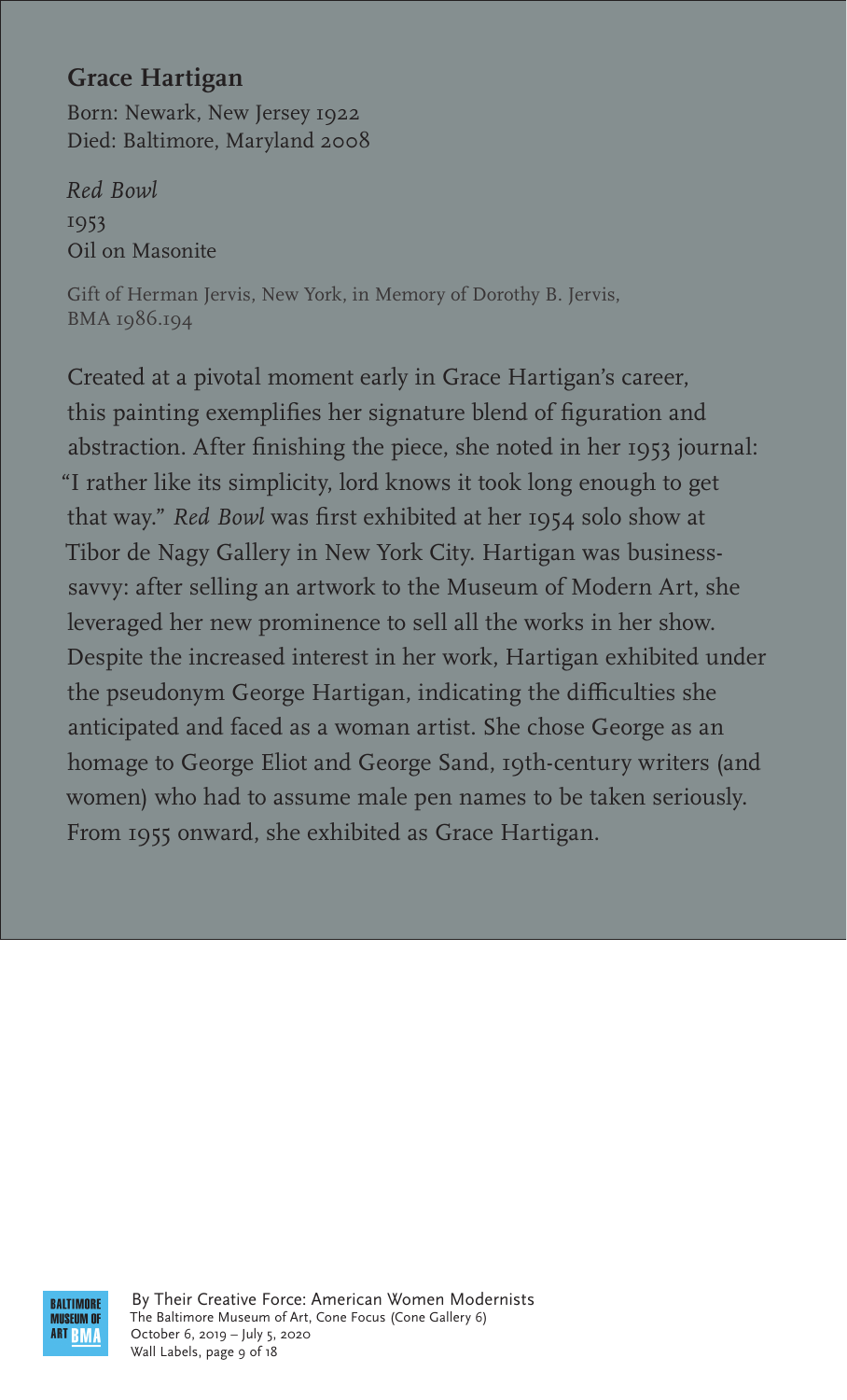## Grace Hartigan

Born: Newark, New Jersey 1922
Died: Baltimore, Maryland 2008

*Red Bowl*
1953
Oil on Masonite

Gift of Herman Jervis, New York, in Memory of Dorothy B. Jervis, BMA 1986.194

Created at a pivotal moment early in Grace Hartigan's career, this painting exemplifies her signature blend of figuration and abstraction. After finishing the piece, she noted in her 1953 journal: "I rather like its simplicity, lord knows it took long enough to get that way." *Red Bowl* was first exhibited at her 1954 solo show at Tibor de Nagy Gallery in New York City. Hartigan was business-savvy: after selling an artwork to the Museum of Modern Art, she leveraged her new prominence to sell all the works in her show. Despite the increased interest in her work, Hartigan exhibited under the pseudonym George Hartigan, indicating the difficulties she anticipated and faced as a woman artist. She chose George as an homage to George Eliot and George Sand, 19th-century writers (and women) who had to assume male pen names to be taken seriously. From 1955 onward, she exhibited as Grace Hartigan.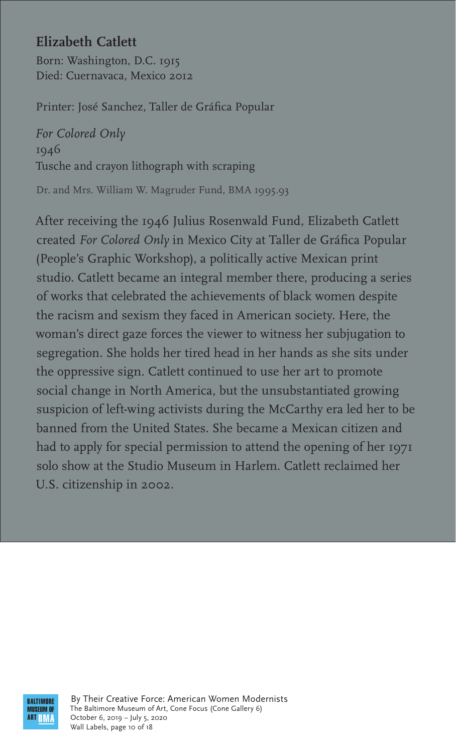## Elizabeth Catlett

Born: Washington, D.C. 1915
Died: Cuernavaca, Mexico 2012

Printer: José Sanchez, Taller de Gráfica Popular

*For Colored Only*
1946
Tusche and crayon lithograph with scraping

Dr. and Mrs. William W. Magruder Fund, BMA 1995.93

After receiving the 1946 Julius Rosenwald Fund, Elizabeth Catlett created *For Colored Only* in Mexico City at Taller de Gráfica Popular (People's Graphic Workshop), a politically active Mexican print studio. Catlett became an integral member there, producing a series of works that celebrated the achievements of black women despite the racism and sexism they faced in American society. Here, the woman's direct gaze forces the viewer to witness her subjugation to segregation. She holds her tired head in her hands as she sits under the oppressive sign. Catlett continued to use her art to promote social change in North America, but the unsubstantiated growing suspicion of left-wing activists during the McCarthy era led her to be banned from the United States. She became a Mexican citizen and had to apply for special permission to attend the opening of her 1971 solo show at the Studio Museum in Harlem. Catlett reclaimed her U.S. citizenship in 2002.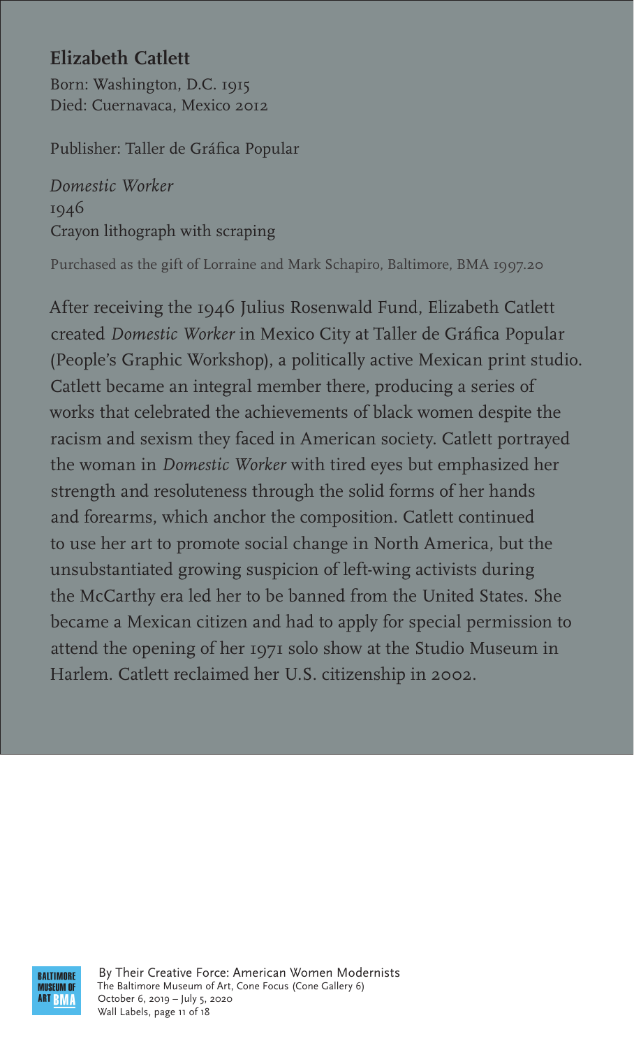## Elizabeth Catlett

Born: Washington, D.C. 1915
Died: Cuernavaca, Mexico 2012

Publisher: Taller de Gráfica Popular

*Domestic Worker*
1946
Crayon lithograph with scraping

Purchased as the gift of Lorraine and Mark Schapiro, Baltimore, BMA 1997.20

After receiving the 1946 Julius Rosenwald Fund, Elizabeth Catlett created *Domestic Worker* in Mexico City at Taller de Gráfica Popular (People's Graphic Workshop), a politically active Mexican print studio. Catlett became an integral member there, producing a series of works that celebrated the achievements of black women despite the racism and sexism they faced in American society. Catlett portrayed the woman in *Domestic Worker* with tired eyes but emphasized her strength and resoluteness through the solid forms of her hands and forearms, which anchor the composition. Catlett continued to use her art to promote social change in North America, but the unsubstantiated growing suspicion of left-wing activists during the McCarthy era led her to be banned from the United States. She became a Mexican citizen and had to apply for special permission to attend the opening of her 1971 solo show at the Studio Museum in Harlem. Catlett reclaimed her U.S. citizenship in 2002.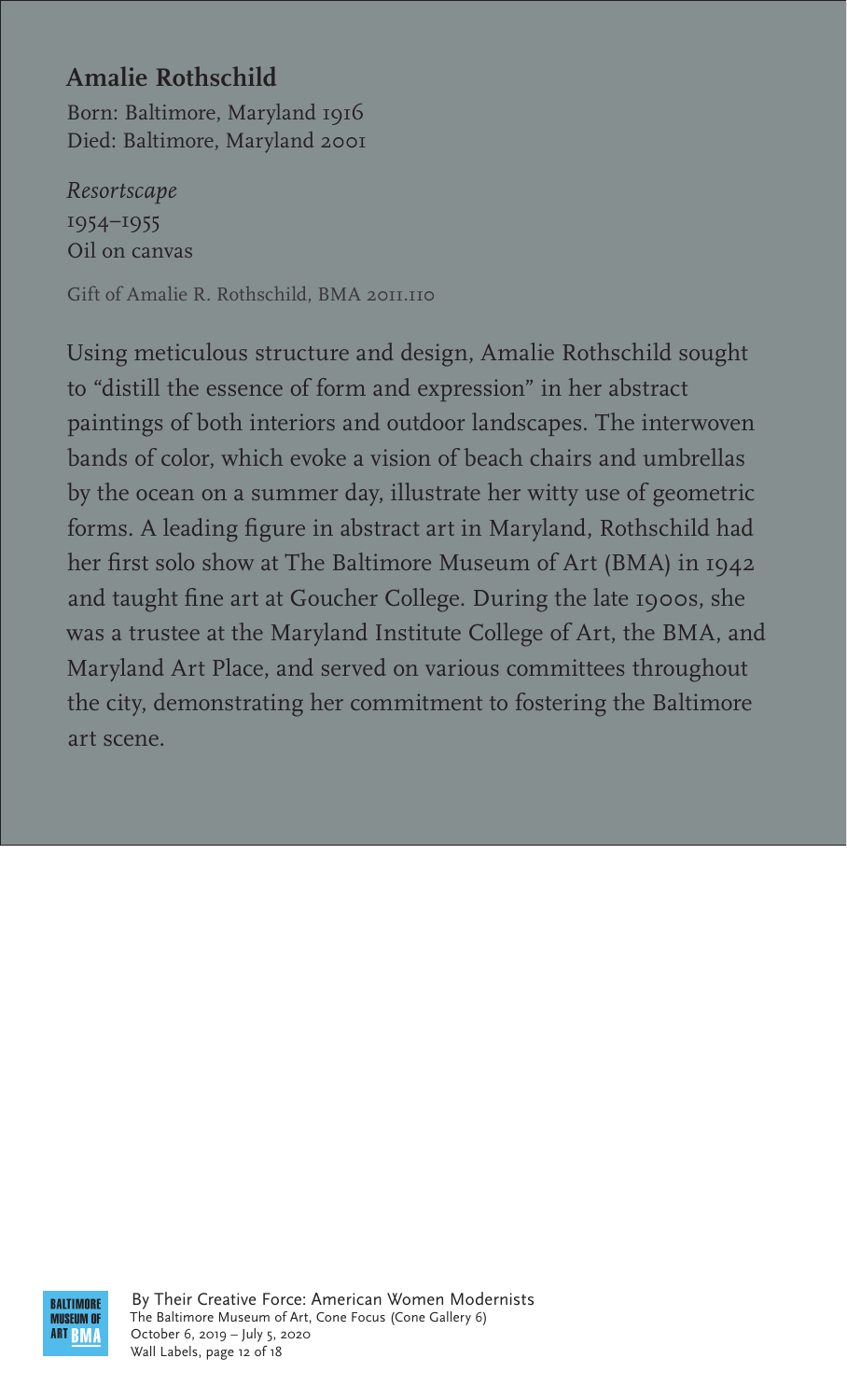**Amalie Rothschild**

Born: Baltimore, Maryland 1916
Died: Baltimore, Maryland 2001

*Resortscape*
1954–1955
Oil on canvas

Gift of Amalie R. Rothschild, BMA 2011.110

Using meticulous structure and design, Amalie Rothschild sought to "distill the essence of form and expression" in her abstract paintings of both interiors and outdoor landscapes. The interwoven bands of color, which evoke a vision of beach chairs and umbrellas by the ocean on a summer day, illustrate her witty use of geometric forms. A leading figure in abstract art in Maryland, Rothschild had her first solo show at The Baltimore Museum of Art (BMA) in 1942 and taught fine art at Goucher College. During the late 1900s, she was a trustee at the Maryland Institute College of Art, the BMA, and Maryland Art Place, and served on various committees throughout the city, demonstrating her commitment to fostering the Baltimore art scene.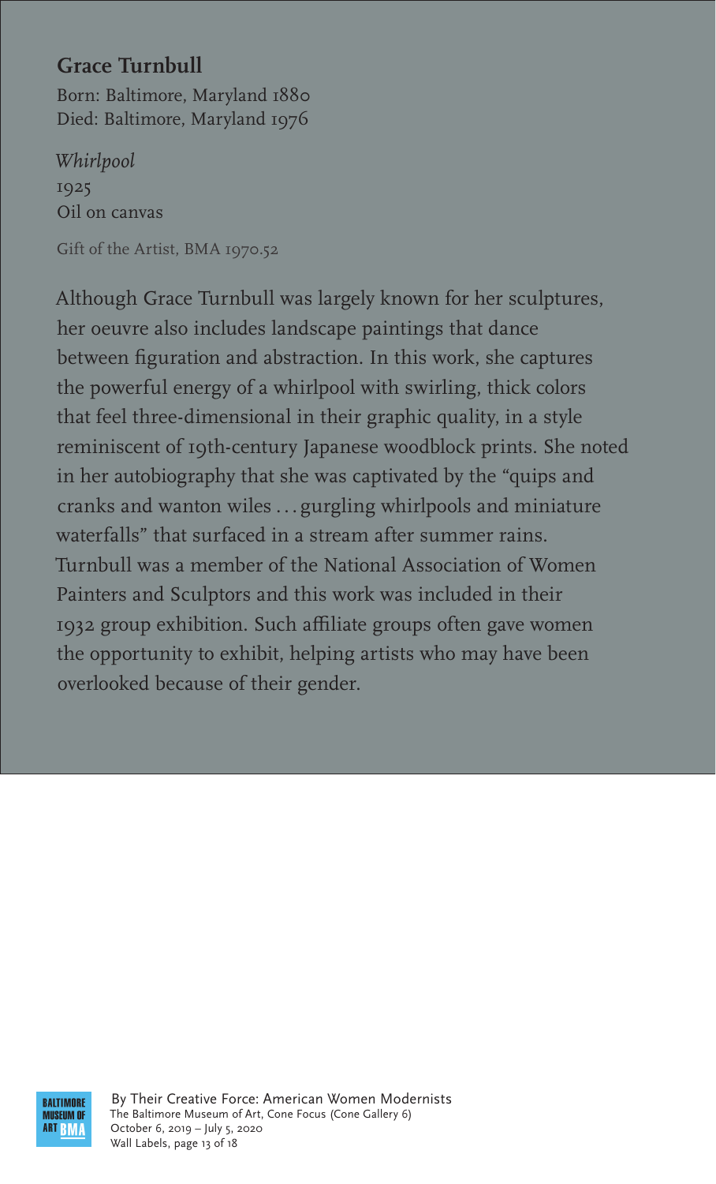## Grace Turnbull

Born: Baltimore, Maryland 1880
Died: Baltimore, Maryland 1976

*Whirlpool*
1925
Oil on canvas

Gift of the Artist, BMA 1970.52

Although Grace Turnbull was largely known for her sculptures, her oeuvre also includes landscape paintings that dance between figuration and abstraction. In this work, she captures the powerful energy of a whirlpool with swirling, thick colors that feel three-dimensional in their graphic quality, in a style reminiscent of 19th-century Japanese woodblock prints. She noted in her autobiography that she was captivated by the "quips and cranks and wanton wiles . . . gurgling whirlpools and miniature waterfalls" that surfaced in a stream after summer rains. Turnbull was a member of the National Association of Women Painters and Sculptors and this work was included in their 1932 group exhibition. Such affiliate groups often gave women the opportunity to exhibit, helping artists who may have been overlooked because of their gender.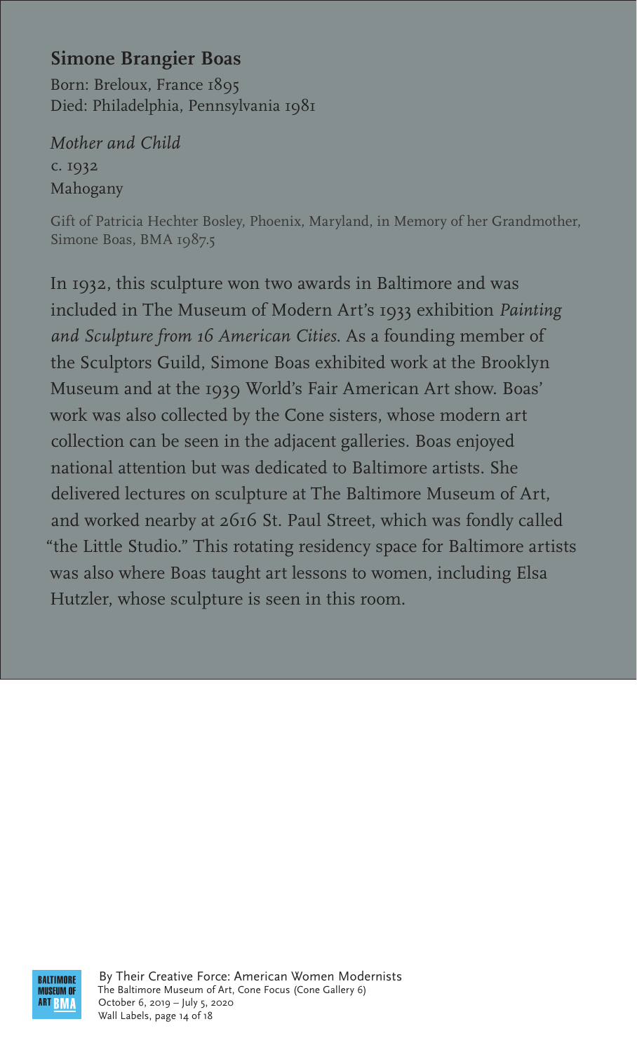## Simone Brangier Boas

Born: Breloux, France 1895
Died: Philadelphia, Pennsylvania 1981

*Mother and Child*
c. 1932
Mahogany

Gift of Patricia Hechter Bosley, Phoenix, Maryland, in Memory of her Grandmother, Simone Boas, BMA 1987.5

In 1932, this sculpture won two awards in Baltimore and was included in The Museum of Modern Art's 1933 exhibition *Painting and Sculpture from 16 American Cities*. As a founding member of the Sculptors Guild, Simone Boas exhibited work at the Brooklyn Museum and at the 1939 World's Fair American Art show. Boas' work was also collected by the Cone sisters, whose modern art collection can be seen in the adjacent galleries. Boas enjoyed national attention but was dedicated to Baltimore artists. She delivered lectures on sculpture at The Baltimore Museum of Art, and worked nearby at 2616 St. Paul Street, which was fondly called "the Little Studio." This rotating residency space for Baltimore artists was also where Boas taught art lessons to women, including Elsa Hutzler, whose sculpture is seen in this room.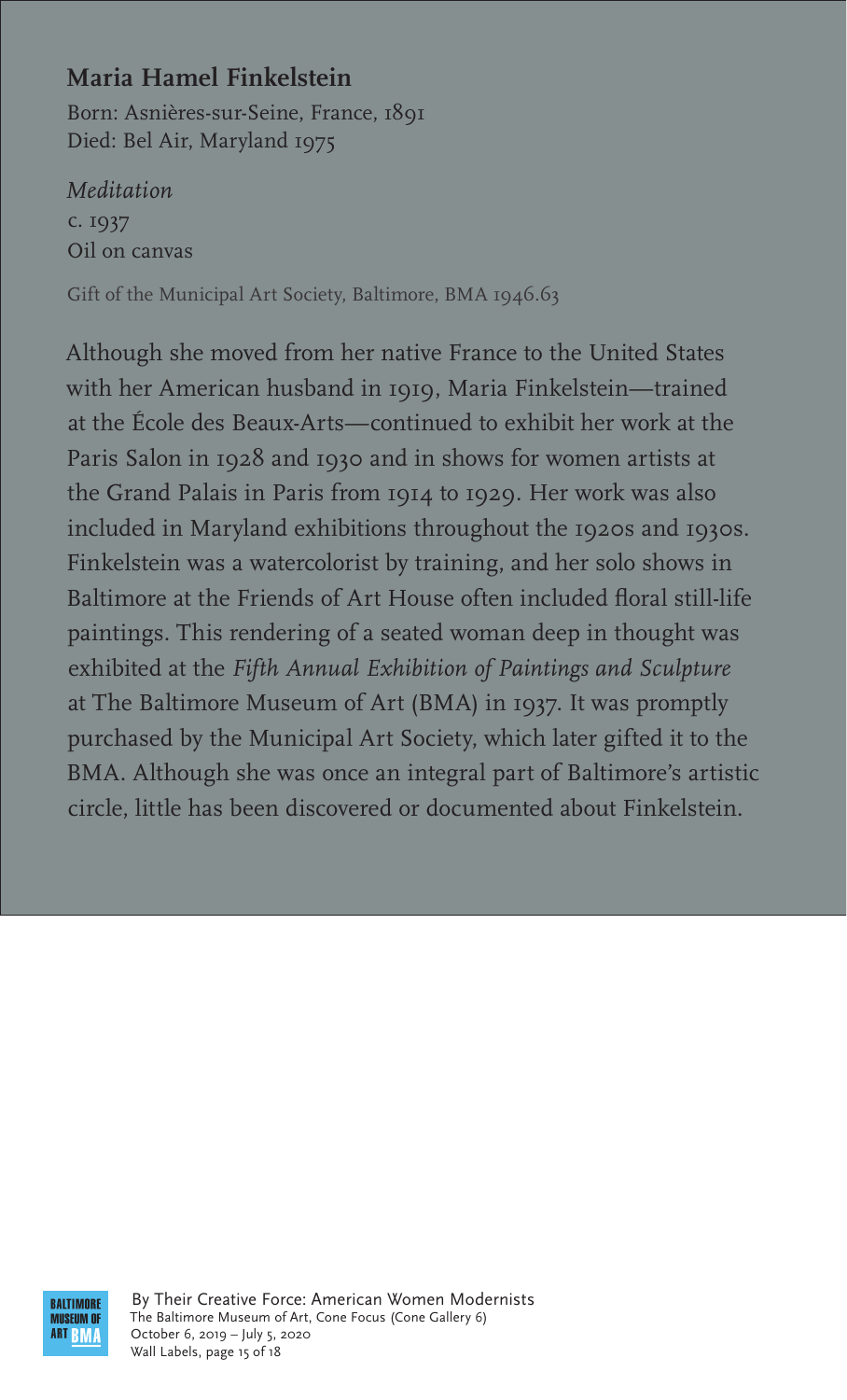## Maria Hamel Finkelstein

Born: Asnières-sur-Seine, France, 1891
Died: Bel Air, Maryland 1975

*Meditation*
c. 1937
Oil on canvas

Gift of the Municipal Art Society, Baltimore, BMA 1946.63

Although she moved from her native France to the United States with her American husband in 1919, Maria Finkelstein—trained at the École des Beaux-Arts—continued to exhibit her work at the Paris Salon in 1928 and 1930 and in shows for women artists at the Grand Palais in Paris from 1914 to 1929. Her work was also included in Maryland exhibitions throughout the 1920s and 1930s. Finkelstein was a watercolorist by training, and her solo shows in Baltimore at the Friends of Art House often included floral still-life paintings. This rendering of a seated woman deep in thought was exhibited at the *Fifth Annual Exhibition of Paintings and Sculpture* at The Baltimore Museum of Art (BMA) in 1937. It was promptly purchased by the Municipal Art Society, which later gifted it to the BMA. Although she was once an integral part of Baltimore's artistic circle, little has been discovered or documented about Finkelstein.